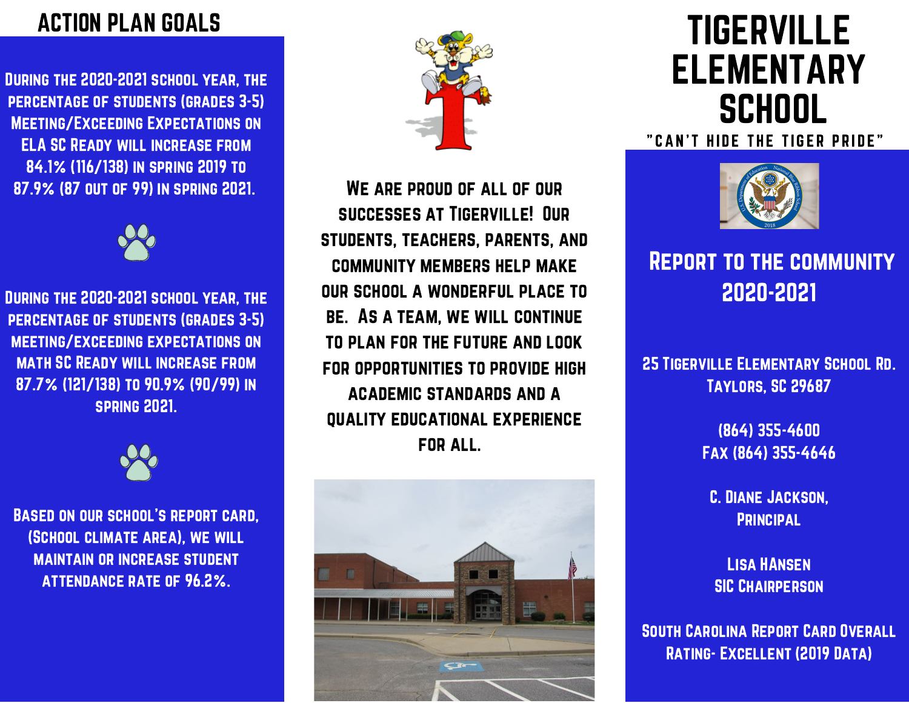# TIGERVILLE ELEMENTARY SCHOOL

"CAN'T HIDE THE TIGER PRIDE"

## Report to the Community 2020-2021

25 Tigerville Elementary School Rd.
Taylors, SC 29687

(864) 355-4600
Fax (864) 355-4646

C. Diane Jackson,
Principal

Lisa Hansen
SIC Chairperson

South Carolina Report Card Overall Rating- Excellent (2019 Data)

## ACTION PLAN GOALS

During the 2020-2021 school year, the percentage of students (grades 3-5) Meeting/Exceeding Expectations on ELA SC Ready will increase from 84.1% (116/138) in spring 2019 to 87.9% (87 out of 99) in spring 2021.

During the 2020-2021 school year, the percentage of students (grades 3-5) meeting/exceeding expectations on math SC Ready will increase from 87.7% (121/138) to 90.9% (90/99) in spring 2021.

Based on our school's report card, (School Climate Area), we will maintain or increase student attendance rate of 96.2%.

We are proud of all of our successes at Tigerville! Our students, teachers, parents, and community members help make our school a wonderful place to be. As a team, we will continue to plan for the future and look for opportunities to provide high academic standards and a quality educational experience for all.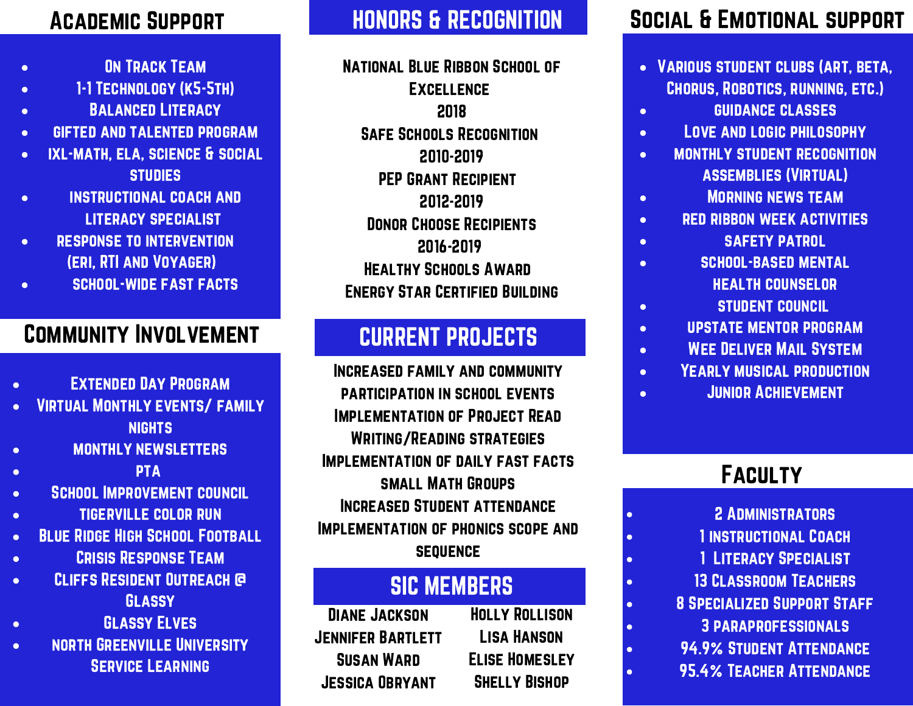## Academic Support

- On Track Team
- 1-1 Technology (K5-5th)
- Balanced Literacy
- Gifted and Talented Program
- IXL-Math, ELA, Science & Social Studies
- Instructional Coach and Literacy Specialist
- Response to Intervention (ERI, RTI and Voyager)
- School-wide Fast Facts

## Community Involvement

- Extended Day Program
- Virtual Monthly Events/ Family Nights
- Monthly Newsletters
- PTA
- School Improvement Council
- Tigerville Color Run
- Blue Ridge High School Football
- Crisis Response Team
- Cliffs Resident Outreach @ Glassy
- Glassy Elves
- North Greenville University Service Learning

## Honors & Recognition

National Blue Ribbon School of Excellence
2018
Safe Schools Recognition
2010-2019
PEP Grant Recipient
2012-2019
Donor Choose Recipients
2016-2019
Healthy Schools Award
Energy Star Certified Building

## Current Projects

Increased family and community participation in school events
Implementation of Project Read Writing/Reading strategies
Implementation of daily Fast Facts
Small Math Groups
Increased student attendance
Implementation of phonics scope and sequence

## SIC Members

| | |
|---|---|
| Diane Jackson | Holly Rollison |
| Jennifer Bartlett | Lisa Hanson |
| Susan Ward | Elise Homesley |
| Jessica Obryant | Shelly Bishop |

## Social & Emotional Support

- Various student clubs (Art, Beta, Chorus, Robotics, Running, etc.)
- Guidance Classes
- Love and Logic Philosophy
- Monthly Student Recognition Assemblies (Virtual)
- Morning News Team
- Red Ribbon Week Activities
- Safety Patrol
- School-based Mental Health Counselor
- Student Council
- Upstate Mentor Program
- Wee Deliver Mail System
- Yearly Musical Production
- Junior Achievement

## Faculty

- 2 Administrators
- 1 Instructional Coach
- 1 Literacy Specialist
- 13 Classroom Teachers
- 8 Specialized Support Staff
- 3 Paraprofessionals
- 94.9% Student Attendance
- 95.4% Teacher Attendance